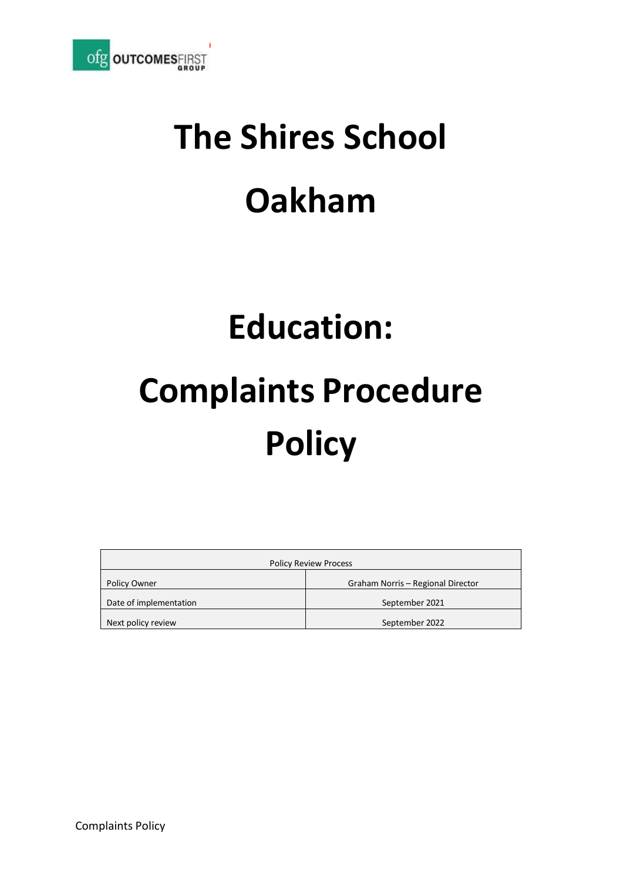# The Shires School

# Oakham

# Education:

# Complaints Procedure Policy

| Policy Review Process | |
|---|---|
| Policy Owner | Graham Norris – Regional Director |
| Date of implementation | September 2021 |
| Next policy review | September 2022 |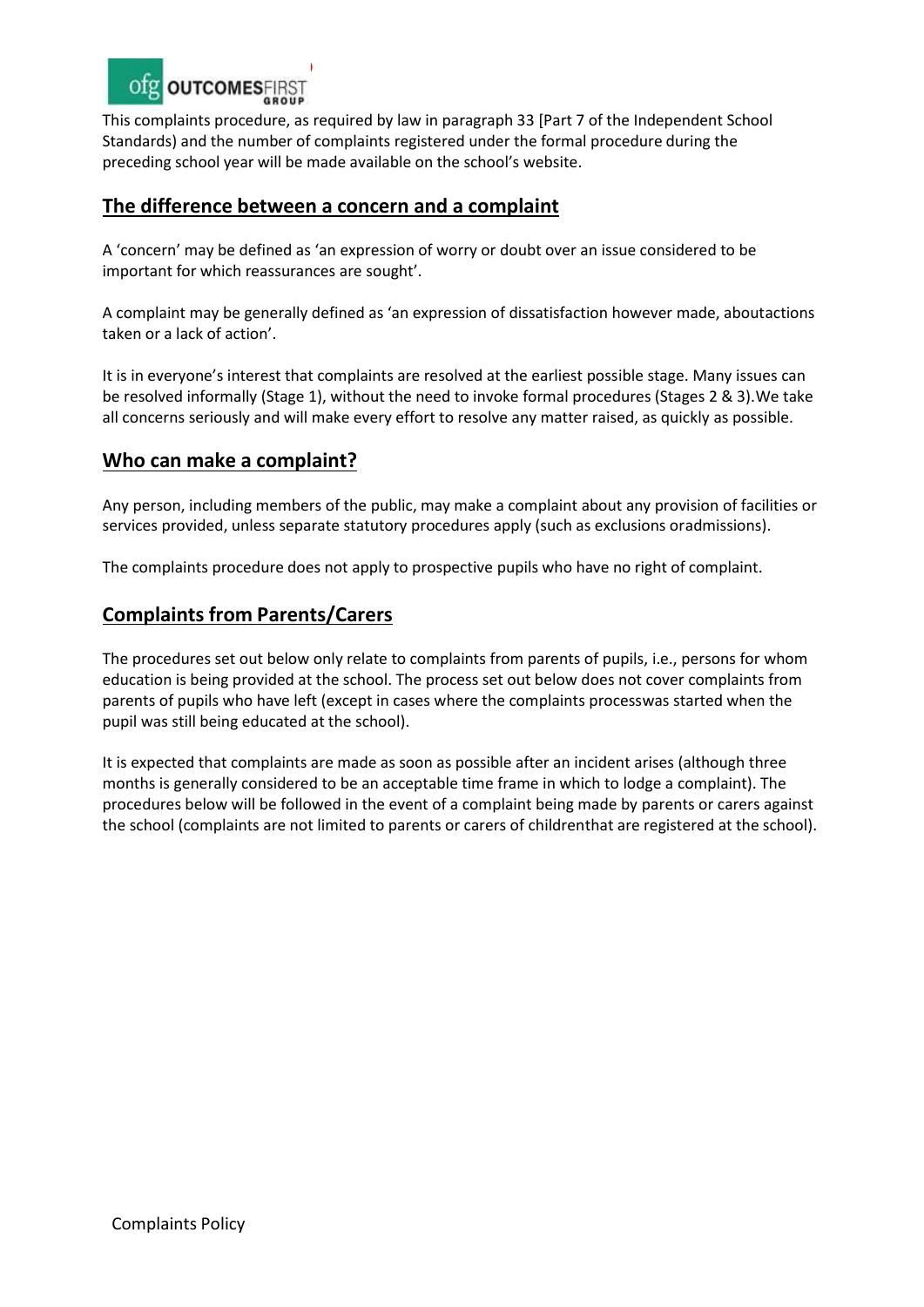This complaints procedure, as required by law in paragraph 33 [Part 7 of the Independent School Standards) and the number of complaints registered under the formal procedure during the preceding school year will be made available on the school's website.

## The difference between a concern and a complaint

A 'concern' may be defined as 'an expression of worry or doubt over an issue considered to be important for which reassurances are sought'.

A complaint may be generally defined as 'an expression of dissatisfaction however made, aboutactions taken or a lack of action'.

It is in everyone's interest that complaints are resolved at the earliest possible stage. Many issues can be resolved informally (Stage 1), without the need to invoke formal procedures (Stages 2 & 3).We take all concerns seriously and will make every effort to resolve any matter raised, as quickly as possible.

## Who can make a complaint?

Any person, including members of the public, may make a complaint about any provision of facilities or services provided, unless separate statutory procedures apply (such as exclusions oradmissions).

The complaints procedure does not apply to prospective pupils who have no right of complaint.

## Complaints from Parents/Carers

The procedures set out below only relate to complaints from parents of pupils, i.e., persons for whom education is being provided at the school. The process set out below does not cover complaints from parents of pupils who have left (except in cases where the complaints processwas started when the pupil was still being educated at the school).

It is expected that complaints are made as soon as possible after an incident arises (although three months is generally considered to be an acceptable time frame in which to lodge a complaint). The procedures below will be followed in the event of a complaint being made by parents or carers against the school (complaints are not limited to parents or carers of childrenthat are registered at the school).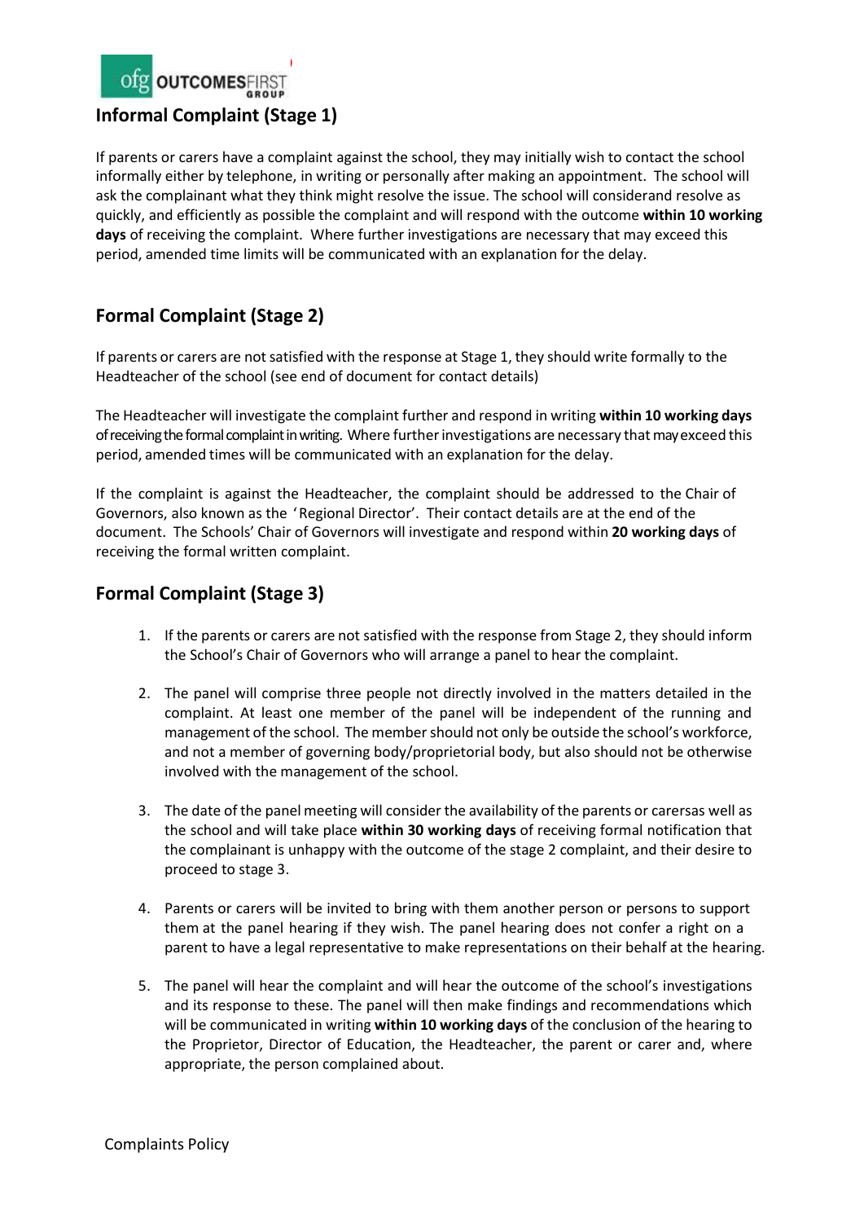## Informal Complaint (Stage 1)

If parents or carers have a complaint against the school, they may initially wish to contact the school informally either by telephone, in writing or personally after making an appointment. The school will ask the complainant what they think might resolve the issue. The school will considerand resolve as quickly, and efficiently as possible the complaint and will respond with the outcome **within 10 working days** of receiving the complaint. Where further investigations are necessary that may exceed this period, amended time limits will be communicated with an explanation for the delay.

## Formal Complaint (Stage 2)

If parents or carers are not satisfied with the response at Stage 1, they should write formally to the Headteacher of the school (see end of document for contact details)

The Headteacher will investigate the complaint further and respond in writing **within 10 working days** of receiving the formal complaint in writing. Where further investigations are necessary that may exceed this period, amended times will be communicated with an explanation for the delay.

If the complaint is against the Headteacher, the complaint should be addressed to the Chair of Governors, also known as the 'Regional Director'. Their contact details are at the end of the document. The Schools' Chair of Governors will investigate and respond within **20 working days** of receiving the formal written complaint.

## Formal Complaint (Stage 3)

1. If the parents or carers are not satisfied with the response from Stage 2, they should inform the School's Chair of Governors who will arrange a panel to hear the complaint.

2. The panel will comprise three people not directly involved in the matters detailed in the complaint. At least one member of the panel will be independent of the running and management of the school. The member should not only be outside the school's workforce, and not a member of governing body/proprietorial body, but also should not be otherwise involved with the management of the school.

3. The date of the panel meeting will consider the availability of the parents or carersas well as the school and will take place **within 30 working days** of receiving formal notification that the complainant is unhappy with the outcome of the stage 2 complaint, and their desire to proceed to stage 3.

4. Parents or carers will be invited to bring with them another person or persons to support them at the panel hearing if they wish. The panel hearing does not confer a right on a parent to have a legal representative to make representations on their behalf at the hearing.

5. The panel will hear the complaint and will hear the outcome of the school's investigations and its response to these. The panel will then make findings and recommendations which will be communicated in writing **within 10 working days** of the conclusion of the hearing to the Proprietor, Director of Education, the Headteacher, the parent or carer and, where appropriate, the person complained about.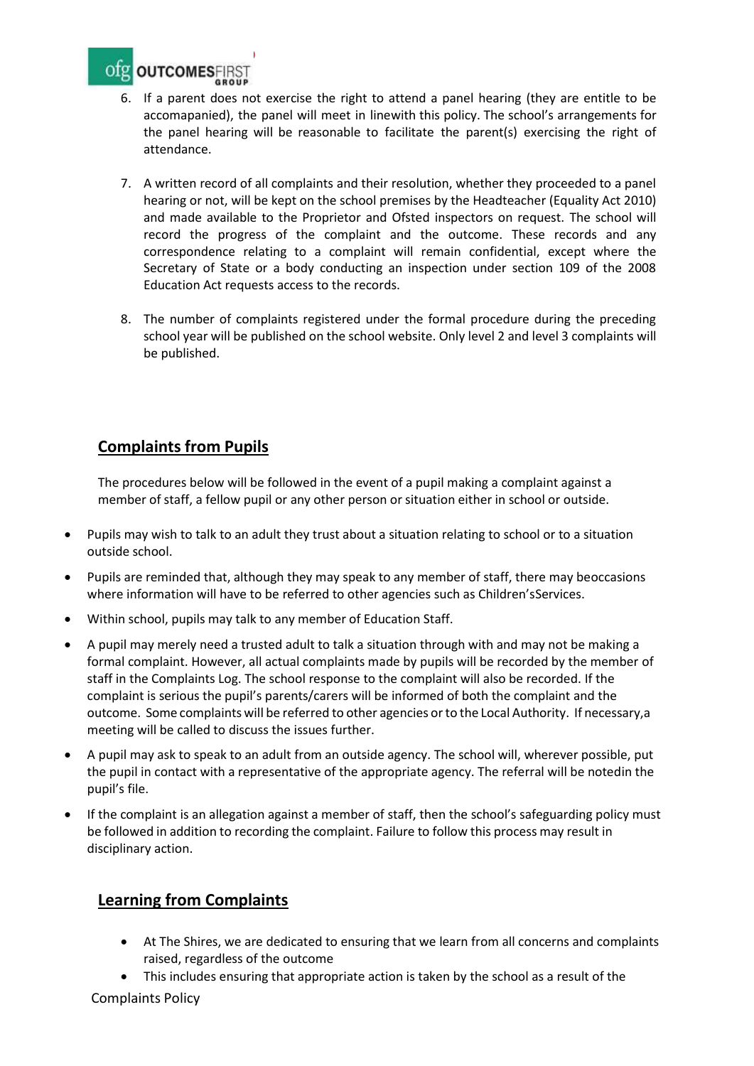6. If a parent does not exercise the right to attend a panel hearing (they are entitle to be accomapanied), the panel will meet in linewith this policy. The school's arrangements for the panel hearing will be reasonable to facilitate the parent(s) exercising the right of attendance.

7. A written record of all complaints and their resolution, whether they proceeded to a panel hearing or not, will be kept on the school premises by the Headteacher (Equality Act 2010) and made available to the Proprietor and Ofsted inspectors on request. The school will record the progress of the complaint and the outcome. These records and any correspondence relating to a complaint will remain confidential, except where the Secretary of State or a body conducting an inspection under section 109 of the 2008 Education Act requests access to the records.

8. The number of complaints registered under the formal procedure during the preceding school year will be published on the school website. Only level 2 and level 3 complaints will be published.

## Complaints from Pupils

The procedures below will be followed in the event of a pupil making a complaint against a member of staff, a fellow pupil or any other person or situation either in school or outside.

- Pupils may wish to talk to an adult they trust about a situation relating to school or to a situation outside school.
- Pupils are reminded that, although they may speak to any member of staff, there may beoccasions where information will have to be referred to other agencies such as Children'sServices.
- Within school, pupils may talk to any member of Education Staff.
- A pupil may merely need a trusted adult to talk a situation through with and may not be making a formal complaint. However, all actual complaints made by pupils will be recorded by the member of staff in the Complaints Log. The school response to the complaint will also be recorded. If the complaint is serious the pupil's parents/carers will be informed of both the complaint and the outcome. Some complaints will be referred to other agencies or to the Local Authority. If necessary,a meeting will be called to discuss the issues further.
- A pupil may ask to speak to an adult from an outside agency. The school will, wherever possible, put the pupil in contact with a representative of the appropriate agency. The referral will be notedin the pupil's file.
- If the complaint is an allegation against a member of staff, then the school's safeguarding policy must be followed in addition to recording the complaint. Failure to follow this process may result in disciplinary action.

## Learning from Complaints

- At The Shires, we are dedicated to ensuring that we learn from all concerns and complaints raised, regardless of the outcome
- This includes ensuring that appropriate action is taken by the school as a result of the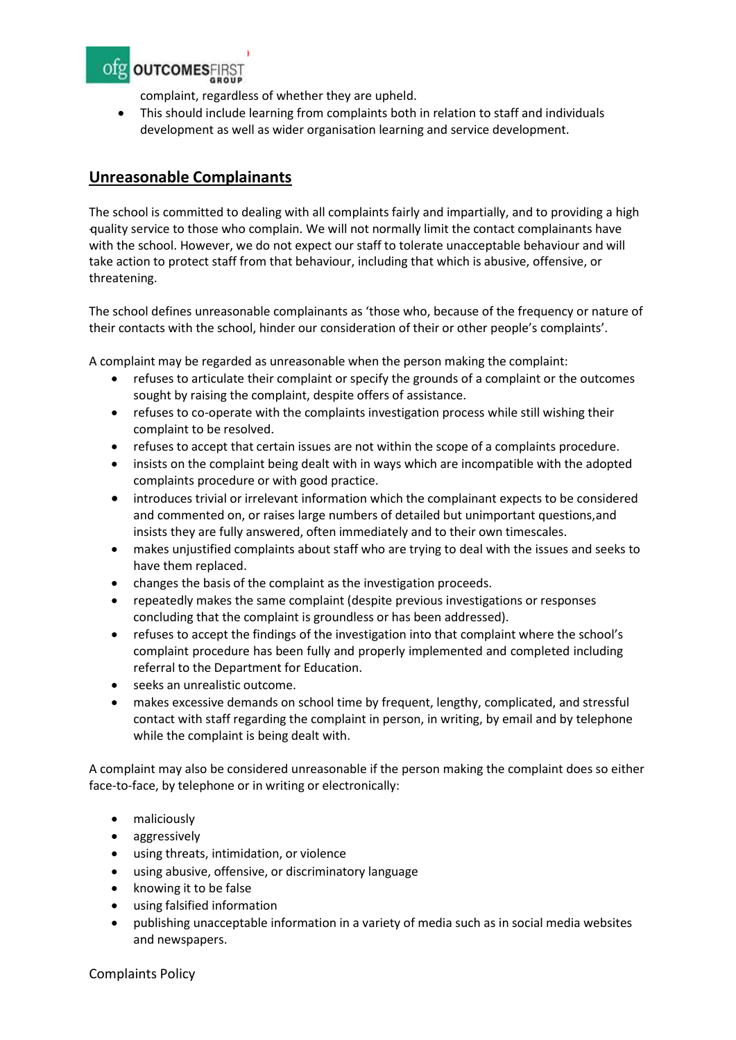complaint, regardless of whether they are upheld.

- This should include learning from complaints both in relation to staff and individuals development as well as wider organisation learning and service development.

## Unreasonable Complainants

The school is committed to dealing with all complaints fairly and impartially, and to providing a high quality service to those who complain. We will not normally limit the contact complainants have with the school. However, we do not expect our staff to tolerate unacceptable behaviour and will take action to protect staff from that behaviour, including that which is abusive, offensive, or threatening.

The school defines unreasonable complainants as 'those who, because of the frequency or nature of their contacts with the school, hinder our consideration of their or other people's complaints'.

A complaint may be regarded as unreasonable when the person making the complaint:

- refuses to articulate their complaint or specify the grounds of a complaint or the outcomes sought by raising the complaint, despite offers of assistance.
- refuses to co-operate with the complaints investigation process while still wishing their complaint to be resolved.
- refuses to accept that certain issues are not within the scope of a complaints procedure.
- insists on the complaint being dealt with in ways which are incompatible with the adopted complaints procedure or with good practice.
- introduces trivial or irrelevant information which the complainant expects to be considered and commented on, or raises large numbers of detailed but unimportant questions,and insists they are fully answered, often immediately and to their own timescales.
- makes unjustified complaints about staff who are trying to deal with the issues and seeks to have them replaced.
- changes the basis of the complaint as the investigation proceeds.
- repeatedly makes the same complaint (despite previous investigations or responses concluding that the complaint is groundless or has been addressed).
- refuses to accept the findings of the investigation into that complaint where the school's complaint procedure has been fully and properly implemented and completed including referral to the Department for Education.
- seeks an unrealistic outcome.
- makes excessive demands on school time by frequent, lengthy, complicated, and stressful contact with staff regarding the complaint in person, in writing, by email and by telephone while the complaint is being dealt with.

A complaint may also be considered unreasonable if the person making the complaint does so either face-to-face, by telephone or in writing or electronically:

- maliciously
- aggressively
- using threats, intimidation, or violence
- using abusive, offensive, or discriminatory language
- knowing it to be false
- using falsified information
- publishing unacceptable information in a variety of media such as in social media websites and newspapers.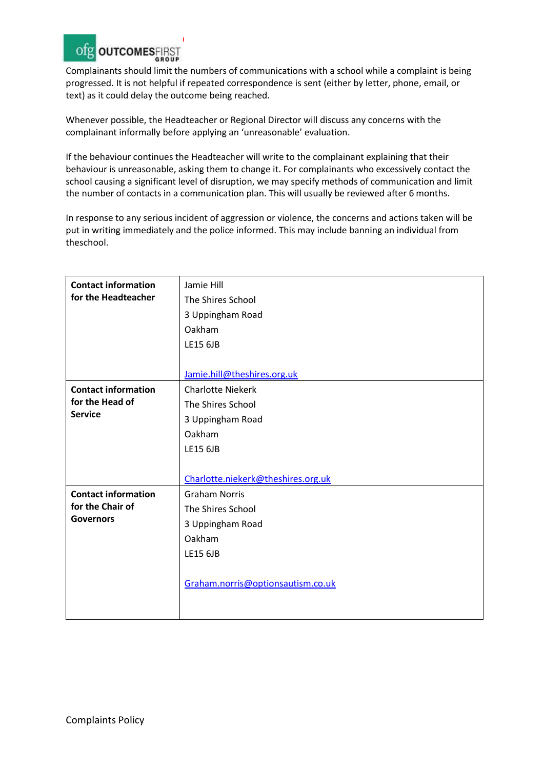Complainants should limit the numbers of communications with a school while a complaint is being progressed. It is not helpful if repeated correspondence is sent (either by letter, phone, email, or text) as it could delay the outcome being reached.

Whenever possible, the Headteacher or Regional Director will discuss any concerns with the complainant informally before applying an 'unreasonable' evaluation.

If the behaviour continues the Headteacher will write to the complainant explaining that their behaviour is unreasonable, asking them to change it. For complainants who excessively contact the school causing a significant level of disruption, we may specify methods of communication and limit the number of contacts in a communication plan. This will usually be reviewed after 6 months.

In response to any serious incident of aggression or violence, the concerns and actions taken will be put in writing immediately and the police informed. This may include banning an individual from theschool.

| | |
|---|---|
| **Contact information for the Headteacher** | Jamie Hill<br>The Shires School<br>3 Uppingham Road<br>Oakham<br>LE15 6JB<br><br>Jamie.hill@theshires.org.uk |
| **Contact information for the Head of Service** | Charlotte Niekerk<br>The Shires School<br>3 Uppingham Road<br>Oakham<br>LE15 6JB<br><br>Charlotte.niekerk@theshires.org.uk |
| **Contact information for the Chair of Governors** | Graham Norris<br>The Shires School<br>3 Uppingham Road<br>Oakham<br>LE15 6JB<br><br>Graham.norris@optionsautism.co.uk |